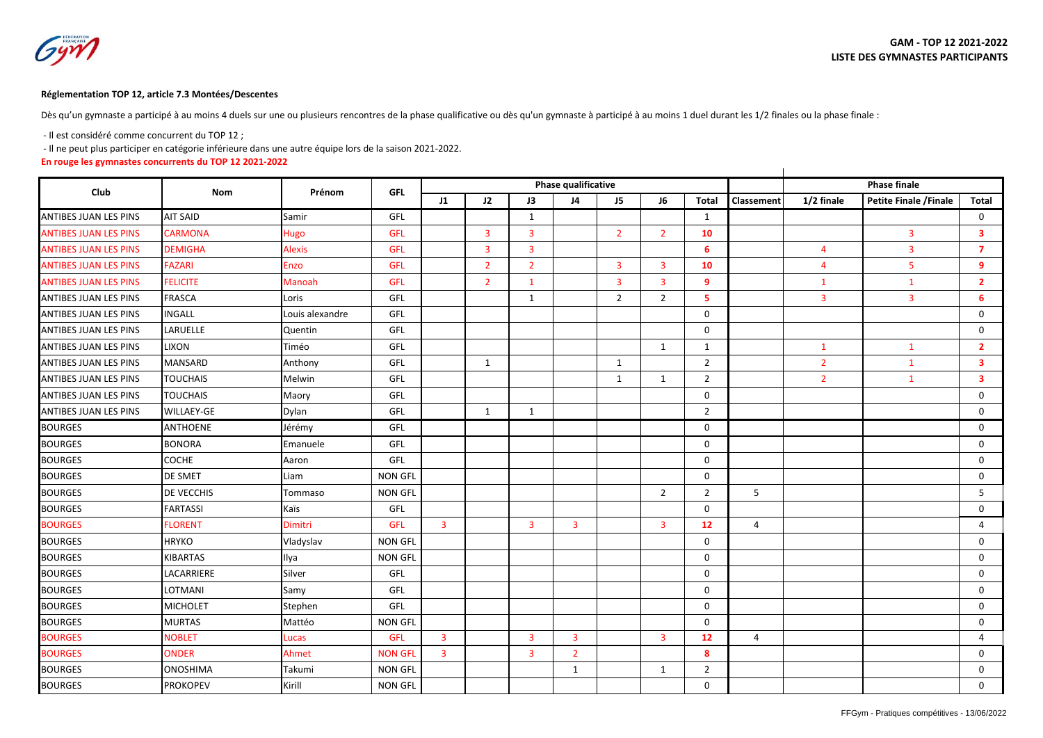**GAM - TOP 12 2021-2022**
**LISTE DES GYMNASTES PARTICIPANTS**

**Réglementation TOP 12, article 7.3 Montées/Descentes**

Dès qu'un gymnaste a participé à au moins 4 duels sur une ou plusieurs rencontres de la phase qualificative ou dès qu'un gymnaste à participé à au moins 1 duel durant les 1/2 finales ou la phase finale :

- Il est considéré comme concurrent du TOP 12 ;
- Il ne peut plus participer en catégorie inférieure dans une autre équipe lors de la saison 2021-2022.

**En rouge les gymnastes concurrents du TOP 12 2021-2022**

| Club | Nom | Prénom | GFL | Phase qualificative | | | | | | | | Phase finale | | |
|---|---|---|---|---|---|---|---|---|---|---|---|---|---|---|
| | | | | J1 | J2 | J3 | J4 | J5 | J6 | Total | Classement | 1/2 finale | Petite Finale /Finale | Total |
| ANTIBES JUAN LES PINS | AIT SAID | Samir | GFL | | | 1 | | | | 1 | | | | 0 |
| ANTIBES JUAN LES PINS | CARMONA | Hugo | GFL | | 3 | 3 | | 2 | 2 | 10 | | | 3 | 3 |
| ANTIBES JUAN LES PINS | DEMIGHA | Alexis | GFL | | 3 | 3 | | | | 6 | | 4 | 3 | 7 |
| ANTIBES JUAN LES PINS | FAZARI | Enzo | GFL | | 2 | 2 | | 3 | 3 | 10 | | 4 | 5 | 9 |
| ANTIBES JUAN LES PINS | FELICITE | Manoah | GFL | | 2 | 1 | | 3 | 3 | 9 | | 1 | 1 | 2 |
| ANTIBES JUAN LES PINS | FRASCA | Loris | GFL | | | 1 | | 2 | 2 | 5 | | 3 | 3 | 6 |
| ANTIBES JUAN LES PINS | INGALL | Louis alexandre | GFL | | | | | | | 0 | | | | 0 |
| ANTIBES JUAN LES PINS | LARUELLE | Quentin | GFL | | | | | | | 0 | | | | 0 |
| ANTIBES JUAN LES PINS | LIXON | Timéo | GFL | | | | | | 1 | 1 | | 1 | 1 | 2 |
| ANTIBES JUAN LES PINS | MANSARD | Anthony | GFL | | 1 | | | 1 | | 2 | | 2 | 1 | 3 |
| ANTIBES JUAN LES PINS | TOUCHAIS | Melwin | GFL | | | | | 1 | 1 | 2 | | 2 | 1 | 3 |
| ANTIBES JUAN LES PINS | TOUCHAIS | Maory | GFL | | | | | | | 0 | | | | 0 |
| ANTIBES JUAN LES PINS | WILLAEY-GE | Dylan | GFL | | 1 | 1 | | | | 2 | | | | 0 |
| BOURGES | ANTHOENE | Jérémy | GFL | | | | | | | 0 | | | | 0 |
| BOURGES | BONORA | Emanuele | GFL | | | | | | | 0 | | | | 0 |
| BOURGES | COCHE | Aaron | GFL | | | | | | | 0 | | | | 0 |
| BOURGES | DE SMET | Liam | NON GFL | | | | | | | 0 | | | | 0 |
| BOURGES | DE VECCHIS | Tommaso | NON GFL | | | | | | 2 | 2 | 5 | | | 5 |
| BOURGES | FARTASSI | Kaïs | GFL | | | | | | | 0 | | | | 0 |
| BOURGES | FLORENT | Dimitri | GFL | 3 | | 3 | 3 | | 3 | 12 | 4 | | | 4 |
| BOURGES | HRYKO | Vladyslav | NON GFL | | | | | | | 0 | | | | 0 |
| BOURGES | KIBARTAS | Ilya | NON GFL | | | | | | | 0 | | | | 0 |
| BOURGES | LACARRIERE | Silver | GFL | | | | | | | 0 | | | | 0 |
| BOURGES | LOTMANI | Samy | GFL | | | | | | | 0 | | | | 0 |
| BOURGES | MICHOLET | Stephen | GFL | | | | | | | 0 | | | | 0 |
| BOURGES | MURTAS | Mattéo | NON GFL | | | | | | | 0 | | | | 0 |
| BOURGES | NOBLET | Lucas | GFL | 3 | | 3 | 3 | | 3 | 12 | 4 | | | 4 |
| BOURGES | ONDER | Ahmet | NON GFL | 3 | | 3 | 2 | | | 8 | | | | 0 |
| BOURGES | ONOSHIMA | Takumi | NON GFL | | | | 1 | | 1 | 2 | | | | 0 |
| BOURGES | PROKOPEV | Kirill | NON GFL | | | | | | | 0 | | | | 0 |

FFGym - Pratiques compétitives - 13/06/2022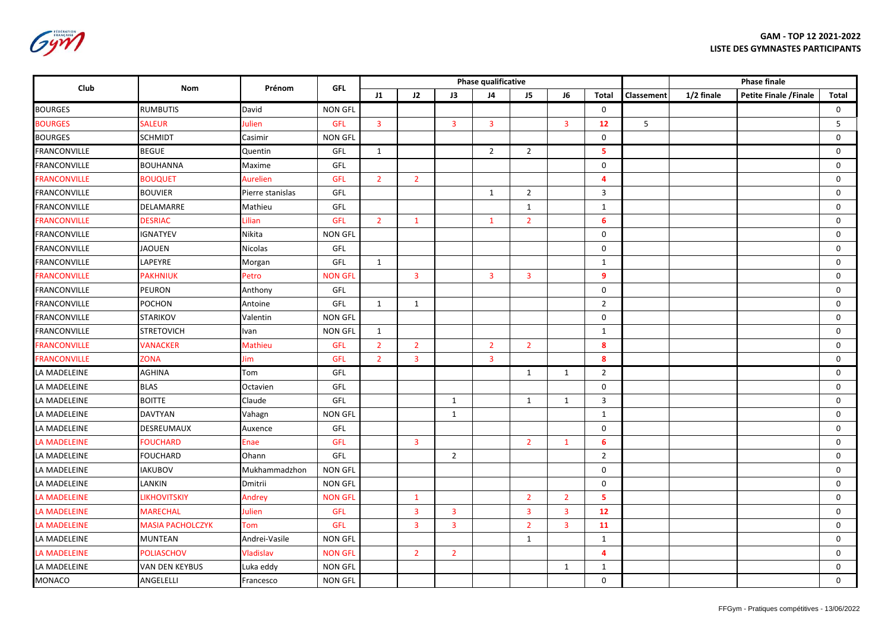**GAM - TOP 12 2021-2022**
**LISTE DES GYMNASTES PARTICIPANTS**

| Club | Nom | Prénom | GFL | Phase qualificative | | | | | | | | Phase finale | | |
|---|---|---|---|---|---|---|---|---|---|---|---|---|---|---|
| | | | | J1 | J2 | J3 | J4 | J5 | J6 | Total | Classement | 1/2 finale | Petite Finale /Finale | Total |
| BOURGES | RUMBUTIS | David | NON GFL | | | | | | | 0 | | | | 0 |
| BOURGES | SALEUR | Julien | GFL | 3 | | 3 | 3 | | 3 | 12 | 5 | | | 5 |
| BOURGES | SCHMIDT | Casimir | NON GFL | | | | | | | 0 | | | | 0 |
| FRANCONVILLE | BEGUE | Quentin | GFL | 1 | | | 2 | 2 | | 5 | | | | 0 |
| FRANCONVILLE | BOUHANNA | Maxime | GFL | | | | | | | 0 | | | | 0 |
| FRANCONVILLE | BOUQUET | Aurelien | GFL | 2 | 2 | | | | | 4 | | | | 0 |
| FRANCONVILLE | BOUVIER | Pierre stanislas | GFL | | | | 1 | 2 | | 3 | | | | 0 |
| FRANCONVILLE | DELAMARRE | Mathieu | GFL | | | | | 1 | | 1 | | | | 0 |
| FRANCONVILLE | DESRIAC | Lilian | GFL | 2 | 1 | | 1 | 2 | | 6 | | | | 0 |
| FRANCONVILLE | IGNATYEV | Nikita | NON GFL | | | | | | | 0 | | | | 0 |
| FRANCONVILLE | JAOUEN | Nicolas | GFL | | | | | | | 0 | | | | 0 |
| FRANCONVILLE | LAPEYRE | Morgan | GFL | 1 | | | | | | 1 | | | | 0 |
| FRANCONVILLE | PAKHNIUK | Petro | NON GFL | | 3 | | 3 | 3 | | 9 | | | | 0 |
| FRANCONVILLE | PEURON | Anthony | GFL | | | | | | | 0 | | | | 0 |
| FRANCONVILLE | POCHON | Antoine | GFL | 1 | 1 | | | | | 2 | | | | 0 |
| FRANCONVILLE | STARIKOV | Valentin | NON GFL | | | | | | | 0 | | | | 0 |
| FRANCONVILLE | STRETOVICH | Ivan | NON GFL | 1 | | | | | | 1 | | | | 0 |
| FRANCONVILLE | VANACKER | Mathieu | GFL | 2 | 2 | | 2 | 2 | | 8 | | | | 0 |
| FRANCONVILLE | ZONA | Jim | GFL | 2 | 3 | | 3 | | | 8 | | | | 0 |
| LA MADELEINE | AGHINA | Tom | GFL | | | | | 1 | 1 | 2 | | | | 0 |
| LA MADELEINE | BLAS | Octavien | GFL | | | | | | | 0 | | | | 0 |
| LA MADELEINE | BOITTE | Claude | GFL | | | 1 | | 1 | 1 | 3 | | | | 0 |
| LA MADELEINE | DAVTYAN | Vahagn | NON GFL | | | 1 | | | | 1 | | | | 0 |
| LA MADELEINE | DESREUMAUX | Auxence | GFL | | | | | | | 0 | | | | 0 |
| LA MADELEINE | FOUCHARD | Enae | GFL | | 3 | | | 2 | 1 | 6 | | | | 0 |
| LA MADELEINE | FOUCHARD | Ohann | GFL | | | 2 | | | | 2 | | | | 0 |
| LA MADELEINE | IAKUBOV | Mukhammadzhon | NON GFL | | | | | | | 0 | | | | 0 |
| LA MADELEINE | LANKIN | Dmitrii | NON GFL | | | | | | | 0 | | | | 0 |
| LA MADELEINE | LIKHOVITSKIY | Andrey | NON GFL | | 1 | | | 2 | 2 | 5 | | | | 0 |
| LA MADELEINE | MARECHAL | Julien | GFL | | 3 | 3 | | 3 | 3 | 12 | | | | 0 |
| LA MADELEINE | MASIA PACHOLCZYK | Tom | GFL | | 3 | 3 | | 2 | 3 | 11 | | | | 0 |
| LA MADELEINE | MUNTEAN | Andrei-Vasile | NON GFL | | | | | 1 | | 1 | | | | 0 |
| LA MADELEINE | POLIASCHOV | Vladislav | NON GFL | | 2 | 2 | | | | 4 | | | | 0 |
| LA MADELEINE | VAN DEN KEYBUS | Luka eddy | NON GFL | | | | | | 1 | 1 | | | | 0 |
| MONACO | ANGELELLI | Francesco | NON GFL | | | | | | | 0 | | | | 0 |

FFGym - Pratiques compétitives - 13/06/2022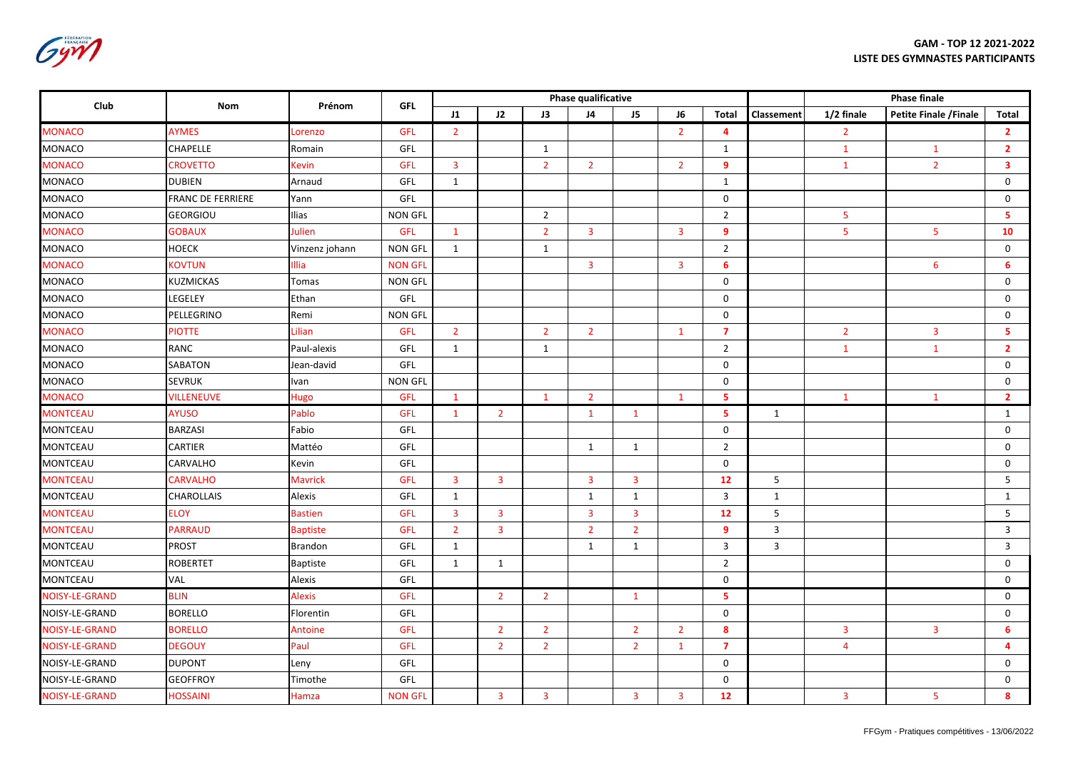**GAM - TOP 12 2021-2022**
**LISTE DES GYMNASTES PARTICIPANTS**

| Club | Nom | Prénom | GFL | Phase qualificative | | | | | | | | Phase finale | | |
|---|---|---|---|---|---|---|---|---|---|---|---|---|---|---|
| | | | | J1 | J2 | J3 | J4 | J5 | J6 | Total | Classement | 1/2 finale | Petite Finale /Finale | Total |
| MONACO | AYMES | Lorenzo | GFL | 2 | | | | | 2 | 4 | | 2 | | 2 |
| MONACO | CHAPELLE | Romain | GFL | | | 1 | | | | 1 | | 1 | 1 | 2 |
| MONACO | CROVETTO | Kevin | GFL | 3 | | 2 | 2 | | 2 | 9 | | 1 | 2 | 3 |
| MONACO | DUBIEN | Arnaud | GFL | 1 | | | | | | 1 | | | | 0 |
| MONACO | FRANC DE FERRIERE | Yann | GFL | | | | | | | 0 | | | | 0 |
| MONACO | GEORGIOU | Ilias | NON GFL | | | 2 | | | | 2 | | 5 | | 5 |
| MONACO | GOBAUX | Julien | GFL | 1 | | 2 | 3 | | 3 | 9 | | 5 | 5 | 10 |
| MONACO | HOECK | Vinzenz johann | NON GFL | 1 | | 1 | | | | 2 | | | | 0 |
| MONACO | KOVTUN | Illia | NON GFL | | | | 3 | | 3 | 6 | | | 6 | 6 |
| MONACO | KUZMICKAS | Tomas | NON GFL | | | | | | | 0 | | | | 0 |
| MONACO | LEGELEY | Ethan | GFL | | | | | | | 0 | | | | 0 |
| MONACO | PELLEGRINO | Remi | NON GFL | | | | | | | 0 | | | | 0 |
| MONACO | PIOTTE | Lilian | GFL | 2 | | 2 | 2 | | 1 | 7 | | 2 | 3 | 5 |
| MONACO | RANC | Paul-alexis | GFL | 1 | | 1 | | | | 2 | | 1 | 1 | 2 |
| MONACO | SABATON | Jean-david | GFL | | | | | | | 0 | | | | 0 |
| MONACO | SEVRUK | Ivan | NON GFL | | | | | | | 0 | | | | 0 |
| MONACO | VILLENEUVE | Hugo | GFL | 1 | | 1 | 2 | | 1 | 5 | | 1 | 1 | 2 |
| MONTCEAU | AYUSO | Pablo | GFL | 1 | 2 | | 1 | 1 | | 5 | 1 | | | 1 |
| MONTCEAU | BARZASI | Fabio | GFL | | | | | | | 0 | | | | 0 |
| MONTCEAU | CARTIER | Mattéo | GFL | | | | 1 | 1 | | 2 | | | | 0 |
| MONTCEAU | CARVALHO | Kevin | GFL | | | | | | | 0 | | | | 0 |
| MONTCEAU | CARVALHO | Mavrick | GFL | 3 | 3 | | 3 | 3 | | 12 | 5 | | | 5 |
| MONTCEAU | CHAROLLAIS | Alexis | GFL | 1 | | | 1 | 1 | | 3 | 1 | | | 1 |
| MONTCEAU | ELOY | Bastien | GFL | 3 | 3 | | 3 | 3 | | 12 | 5 | | | 5 |
| MONTCEAU | PARRAUD | Baptiste | GFL | 2 | 3 | | 2 | 2 | | 9 | 3 | | | 3 |
| MONTCEAU | PROST | Brandon | GFL | 1 | | | 1 | 1 | | 3 | 3 | | | 3 |
| MONTCEAU | ROBERTET | Baptiste | GFL | 1 | 1 | | | | | 2 | | | | 0 |
| MONTCEAU | VAL | Alexis | GFL | | | | | | | 0 | | | | 0 |
| NOISY-LE-GRAND | BLIN | Alexis | GFL | | 2 | 2 | | 1 | | 5 | | | | 0 |
| NOISY-LE-GRAND | BORELLO | Florentin | GFL | | | | | | | 0 | | | | 0 |
| NOISY-LE-GRAND | BORELLO | Antoine | GFL | | 2 | 2 | | 2 | 2 | 8 | | 3 | 3 | 6 |
| NOISY-LE-GRAND | DEGOUY | Paul | GFL | | 2 | 2 | | 2 | 1 | 7 | | 4 | | 4 |
| NOISY-LE-GRAND | DUPONT | Leny | GFL | | | | | | | 0 | | | | 0 |
| NOISY-LE-GRAND | GEOFFROY | Timothe | GFL | | | | | | | 0 | | | | 0 |
| NOISY-LE-GRAND | HOSSAINI | Hamza | NON GFL | | 3 | 3 | | 3 | 3 | 12 | | 3 | 5 | 8 |

FFGym - Pratiques compétitives - 13/06/2022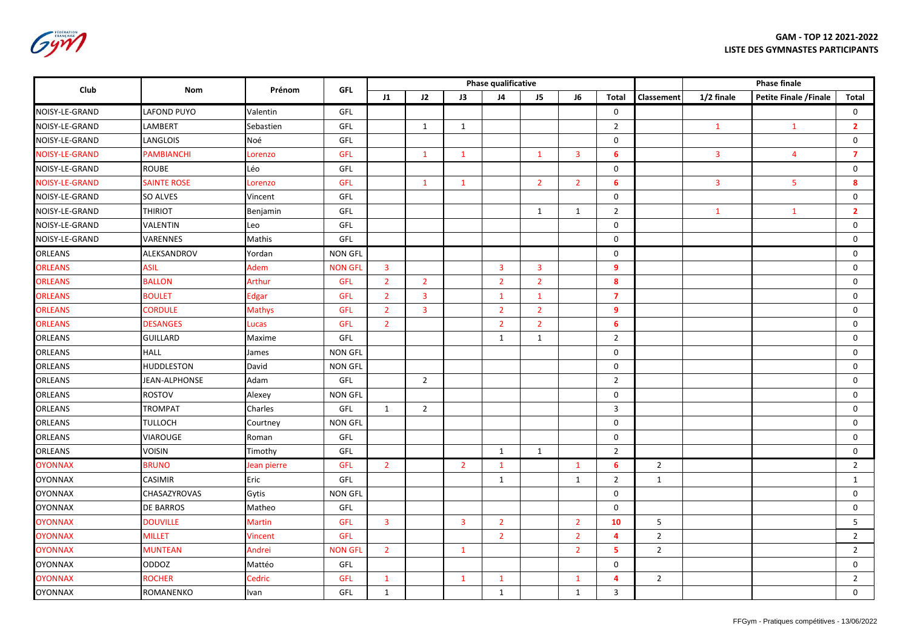**GAM - TOP 12 2021-2022**
**LISTE DES GYMNASTES PARTICIPANTS**

| Club | Nom | Prénom | GFL | Phase qualificative | | | | | | | | Phase finale | | |
|---|---|---|---|---|---|---|---|---|---|---|---|---|---|---|
| | | | | J1 | J2 | J3 | J4 | J5 | J6 | Total | Classement | 1/2 finale | Petite Finale /Finale | Total |
| NOISY-LE-GRAND | LAFOND PUYO | Valentin | GFL | | | | | | | 0 | | | | 0 |
| NOISY-LE-GRAND | LAMBERT | Sebastien | GFL | | 1 | 1 | | | | 2 | | 1 | 1 | 2 |
| NOISY-LE-GRAND | LANGLOIS | Noé | GFL | | | | | | | 0 | | | | 0 |
| NOISY-LE-GRAND | PAMBIANCHI | Lorenzo | GFL | | 1 | 1 | | 1 | 3 | 6 | | 3 | 4 | 7 |
| NOISY-LE-GRAND | ROUBE | Léo | GFL | | | | | | | 0 | | | | 0 |
| NOISY-LE-GRAND | SAINTE ROSE | Lorenzo | GFL | | 1 | 1 | | 2 | 2 | 6 | | 3 | 5 | 8 |
| NOISY-LE-GRAND | SO ALVES | Vincent | GFL | | | | | | | 0 | | | | 0 |
| NOISY-LE-GRAND | THIRIOT | Benjamin | GFL | | | | | 1 | 1 | 2 | | 1 | 1 | 2 |
| NOISY-LE-GRAND | VALENTIN | Leo | GFL | | | | | | | 0 | | | | 0 |
| NOISY-LE-GRAND | VARENNES | Mathis | GFL | | | | | | | 0 | | | | 0 |
| ORLEANS | ALEKSANDROV | Yordan | NON GFL | | | | | | | 0 | | | | 0 |
| ORLEANS | ASIL | Adem | NON GFL | 3 | | | 3 | 3 | | 9 | | | | 0 |
| ORLEANS | BALLON | Arthur | GFL | 2 | 2 | | 2 | 2 | | 8 | | | | 0 |
| ORLEANS | BOULET | Edgar | GFL | 2 | 3 | | 1 | 1 | | 7 | | | | 0 |
| ORLEANS | CORDULE | Mathys | GFL | 2 | 3 | | 2 | 2 | | 9 | | | | 0 |
| ORLEANS | DESANGES | Lucas | GFL | 2 | | | 2 | 2 | | 6 | | | | 0 |
| ORLEANS | GUILLARD | Maxime | GFL | | | | 1 | 1 | | 2 | | | | 0 |
| ORLEANS | HALL | James | NON GFL | | | | | | | 0 | | | | 0 |
| ORLEANS | HUDDLESTON | David | NON GFL | | | | | | | 0 | | | | 0 |
| ORLEANS | JEAN-ALPHONSE | Adam | GFL | | 2 | | | | | 2 | | | | 0 |
| ORLEANS | ROSTOV | Alexey | NON GFL | | | | | | | 0 | | | | 0 |
| ORLEANS | TROMPAT | Charles | GFL | 1 | 2 | | | | | 3 | | | | 0 |
| ORLEANS | TULLOCH | Courtney | NON GFL | | | | | | | 0 | | | | 0 |
| ORLEANS | VIAROUGE | Roman | GFL | | | | | | | 0 | | | | 0 |
| ORLEANS | VOISIN | Timothy | GFL | | | | 1 | 1 | | 2 | | | | 0 |
| OYONNAX | BRUNO | Jean pierre | GFL | 2 | | 2 | 1 | | 1 | 6 | 2 | | | 2 |
| OYONNAX | CASIMIR | Eric | GFL | | | | 1 | | 1 | 2 | 1 | | | 1 |
| OYONNAX | CHASAZYROVAS | Gytis | NON GFL | | | | | | | 0 | | | | 0 |
| OYONNAX | DE BARROS | Matheo | GFL | | | | | | | 0 | | | | 0 |
| OYONNAX | DOUVILLE | Martin | GFL | 3 | | 3 | 2 | | 2 | 10 | 5 | | | 5 |
| OYONNAX | MILLET | Vincent | GFL | | | | 2 | | 2 | 4 | 2 | | | 2 |
| OYONNAX | MUNTEAN | Andrei | NON GFL | 2 | | 1 | | | 2 | 5 | 2 | | | 2 |
| OYONNAX | ODDOZ | Mattéo | GFL | | | | | | | 0 | | | | 0 |
| OYONNAX | ROCHER | Cedric | GFL | 1 | | 1 | 1 | | 1 | 4 | 2 | | | 2 |
| OYONNAX | ROMANENKO | Ivan | GFL | 1 | | | 1 | | 1 | 3 | | | | 0 |

FFGym - Pratiques compétitives - 13/06/2022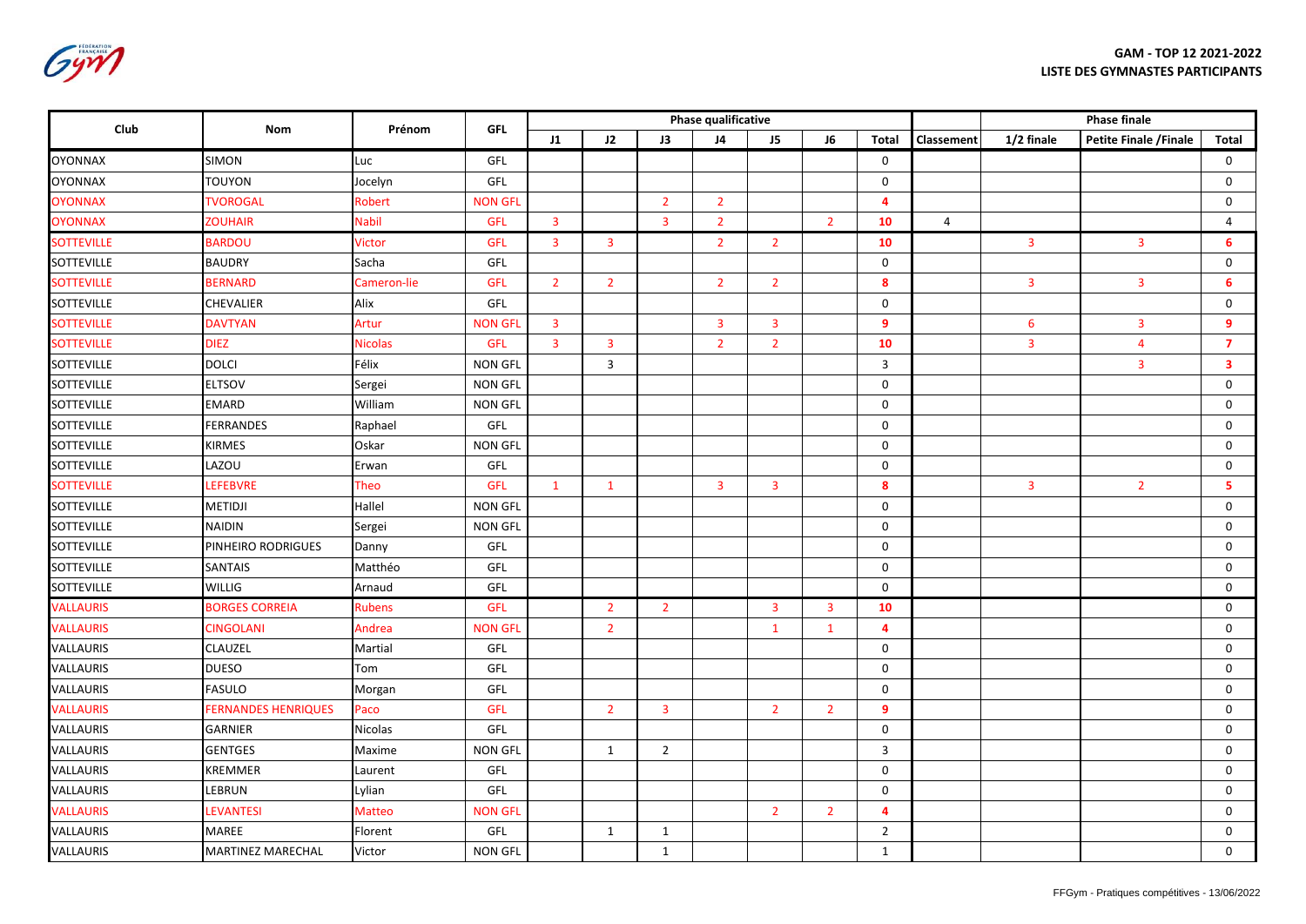**GAM - TOP 12 2021-2022**
**LISTE DES GYMNASTES PARTICIPANTS**

| Club | Nom | Prénom | GFL | Phase qualificative | | | | | | | | Phase finale | | |
|---|---|---|---|---|---|---|---|---|---|---|---|---|---|---|
| | | | | J1 | J2 | J3 | J4 | J5 | J6 | Total | Classement | 1/2 finale | Petite Finale /Finale | Total |
| OYONNAX | SIMON | Luc | GFL | | | | | | | 0 | | | | 0 |
| OYONNAX | TOUYON | Jocelyn | GFL | | | | | | | 0 | | | | 0 |
| OYONNAX | TVOROGAL | Robert | NON GFL | | | 2 | 2 | | | 4 | | | | 0 |
| OYONNAX | ZOUHAIR | Nabil | GFL | 3 | | 3 | 2 | | 2 | 10 | 4 | | | 4 |
| SOTTEVILLE | BARDOU | Victor | GFL | 3 | 3 | | 2 | 2 | | 10 | | 3 | 3 | 6 |
| SOTTEVILLE | BAUDRY | Sacha | GFL | | | | | | | 0 | | | | 0 |
| SOTTEVILLE | BERNARD | Cameron-lie | GFL | 2 | 2 | | 2 | 2 | | 8 | | 3 | 3 | 6 |
| SOTTEVILLE | CHEVALIER | Alix | GFL | | | | | | | 0 | | | | 0 |
| SOTTEVILLE | DAVTYAN | Artur | NON GFL | 3 | | | 3 | 3 | | 9 | | 6 | 3 | 9 |
| SOTTEVILLE | DIEZ | Nicolas | GFL | 3 | 3 | | 2 | 2 | | 10 | | 3 | 4 | 7 |
| SOTTEVILLE | DOLCI | Félix | NON GFL | | 3 | | | | | 3 | | | 3 | 3 |
| SOTTEVILLE | ELTSOV | Sergei | NON GFL | | | | | | | 0 | | | | 0 |
| SOTTEVILLE | EMARD | William | NON GFL | | | | | | | 0 | | | | 0 |
| SOTTEVILLE | FERRANDES | Raphael | GFL | | | | | | | 0 | | | | 0 |
| SOTTEVILLE | KIRMES | Oskar | NON GFL | | | | | | | 0 | | | | 0 |
| SOTTEVILLE | LAZOU | Erwan | GFL | | | | | | | 0 | | | | 0 |
| SOTTEVILLE | LEFEBVRE | Theo | GFL | 1 | 1 | | 3 | 3 | | 8 | | 3 | 2 | 5 |
| SOTTEVILLE | METIDJI | Hallel | NON GFL | | | | | | | 0 | | | | 0 |
| SOTTEVILLE | NAIDIN | Sergei | NON GFL | | | | | | | 0 | | | | 0 |
| SOTTEVILLE | PINHEIRO RODRIGUES | Danny | GFL | | | | | | | 0 | | | | 0 |
| SOTTEVILLE | SANTAIS | Matthéo | GFL | | | | | | | 0 | | | | 0 |
| SOTTEVILLE | WILLIG | Arnaud | GFL | | | | | | | 0 | | | | 0 |
| VALLAURIS | BORGES CORREIA | Rubens | GFL | | 2 | 2 | | 3 | 3 | 10 | | | | 0 |
| VALLAURIS | CINGOLANI | Andrea | NON GFL | | 2 | | | 1 | 1 | 4 | | | | 0 |
| VALLAURIS | CLAUZEL | Martial | GFL | | | | | | | 0 | | | | 0 |
| VALLAURIS | DUESO | Tom | GFL | | | | | | | 0 | | | | 0 |
| VALLAURIS | FASULO | Morgan | GFL | | | | | | | 0 | | | | 0 |
| VALLAURIS | FERNANDES HENRIQUES | Paco | GFL | | 2 | 3 | | 2 | 2 | 9 | | | | 0 |
| VALLAURIS | GARNIER | Nicolas | GFL | | | | | | | 0 | | | | 0 |
| VALLAURIS | GENTGES | Maxime | NON GFL | | 1 | 2 | | | | 3 | | | | 0 |
| VALLAURIS | KREMMER | Laurent | GFL | | | | | | | 0 | | | | 0 |
| VALLAURIS | LEBRUN | Lylian | GFL | | | | | | | 0 | | | | 0 |
| VALLAURIS | LEVANTESI | Matteo | NON GFL | | | | | 2 | 2 | 4 | | | | 0 |
| VALLAURIS | MAREE | Florent | GFL | | 1 | 1 | | | | 2 | | | | 0 |
| VALLAURIS | MARTINEZ MARECHAL | Victor | NON GFL | | | 1 | | | | 1 | | | | 0 |

FFGym - Pratiques compétitives - 13/06/2022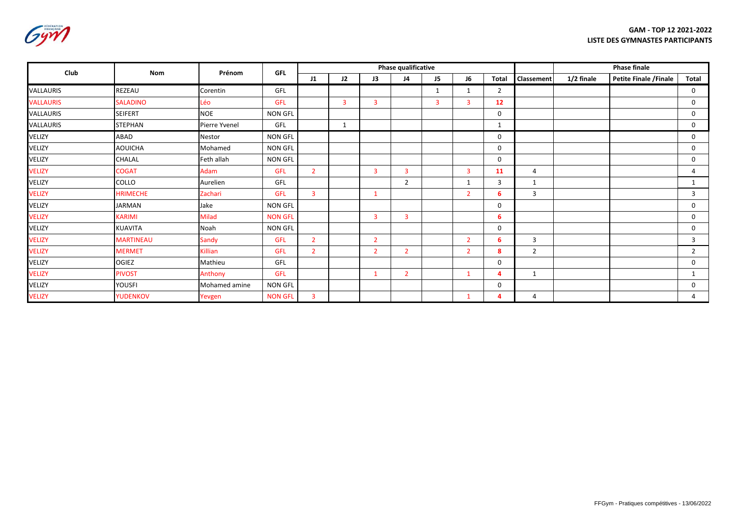**GAM - TOP 12 2021-2022**
**LISTE DES GYMNASTES PARTICIPANTS**

| Club | Nom | Prénom | GFL | Phase qualificative | | | | | | | | Phase finale | | |
|---|---|---|---|---|---|---|---|---|---|---|---|---|---|---|
| | | | | J1 | J2 | J3 | J4 | J5 | J6 | Total | Classement | 1/2 finale | Petite Finale /Finale | Total |
| VALLAURIS | REZEAU | Corentin | GFL | | | | | 1 | 1 | 2 | | | | 0 |
| VALLAURIS | SALADINO | Léo | GFL | | 3 | 3 | | 3 | 3 | 12 | | | | 0 |
| VALLAURIS | SEIFERT | NOE | NON GFL | | | | | | | 0 | | | | 0 |
| VALLAURIS | STEPHAN | Pierre Yvenel | GFL | | 1 | | | | | 1 | | | | 0 |
| VELIZY | ABAD | Nestor | NON GFL | | | | | | | 0 | | | | 0 |
| VELIZY | AOUICHA | Mohamed | NON GFL | | | | | | | 0 | | | | 0 |
| VELIZY | CHALAL | Feth allah | NON GFL | | | | | | | 0 | | | | 0 |
| VELIZY | COGAT | Adam | GFL | 2 | | 3 | 3 | | 3 | 11 | 4 | | | 4 |
| VELIZY | COLLO | Aurelien | GFL | | | | 2 | | 1 | 3 | 1 | | | 1 |
| VELIZY | HRIMECHE | Zachari | GFL | 3 | | 1 | | | 2 | 6 | 3 | | | 3 |
| VELIZY | JARMAN | Jake | NON GFL | | | | | | | 0 | | | | 0 |
| VELIZY | KARIMI | Milad | NON GFL | | | 3 | 3 | | | 6 | | | | 0 |
| VELIZY | KUAVITA | Noah | NON GFL | | | | | | | 0 | | | | 0 |
| VELIZY | MARTINEAU | Sandy | GFL | 2 | | 2 | | | 2 | 6 | 3 | | | 3 |
| VELIZY | MERMET | Killian | GFL | 2 | | 2 | 2 | | 2 | 8 | 2 | | | 2 |
| VELIZY | OGIEZ | Mathieu | GFL | | | | | | | 0 | | | | 0 |
| VELIZY | PIVOST | Anthony | GFL | | | 1 | 2 | | 1 | 4 | 1 | | | 1 |
| VELIZY | YOUSFI | Mohamed amine | NON GFL | | | | | | | 0 | | | | 0 |
| VELIZY | YUDENKOV | Yevgen | NON GFL | 3 | | | | | 1 | 4 | 4 | | | 4 |

FFGym - Pratiques compétitives - 13/06/2022